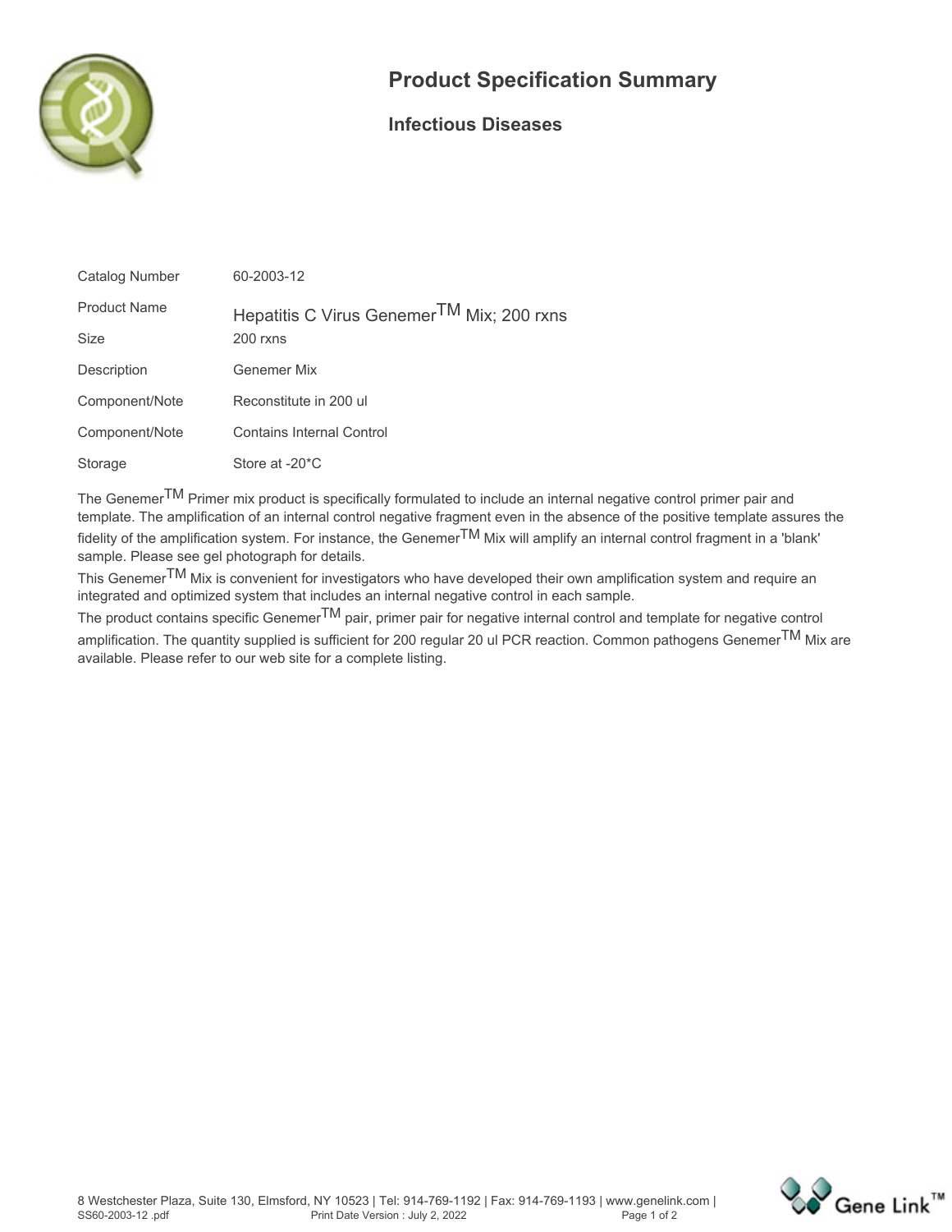# Product Specification Summary

## Infectious Diseases

| | |
|---|---|
| Catalog Number | 60-2003-12 |
| Product Name | Hepatitis C Virus Genemer$^{TM}$ Mix; 200 rxns |
| Size | 200 rxns |
| Description | Genemer Mix |
| Component/Note | Reconstitute in 200 ul |
| Component/Note | Contains Internal Control |
| Storage | Store at -20*C |

The Genemer$^{TM}$ Primer mix product is specifically formulated to include an internal negative control primer pair and template. The amplification of an internal control negative fragment even in the absence of the positive template assures the fidelity of the amplification system. For instance, the Genemer$^{TM}$ Mix will amplify an internal control fragment in a 'blank' sample. Please see gel photograph for details.

This Genemer$^{TM}$ Mix is convenient for investigators who have developed their own amplification system and require an integrated and optimized system that includes an internal negative control in each sample.

The product contains specific Genemer$^{TM}$ pair, primer pair for negative internal control and template for negative control amplification. The quantity supplied is sufficient for 200 regular 20 ul PCR reaction. Common pathogens Genemer$^{TM}$ Mix are available. Please refer to our web site for a complete listing.

8 Westchester Plaza, Suite 130, Elmsford, NY 10523 | Tel: 914-769-1192 | Fax: 914-769-1193 | www.genelink.com |
SS60-2003-12 .pdf Print Date Version : July 2, 2022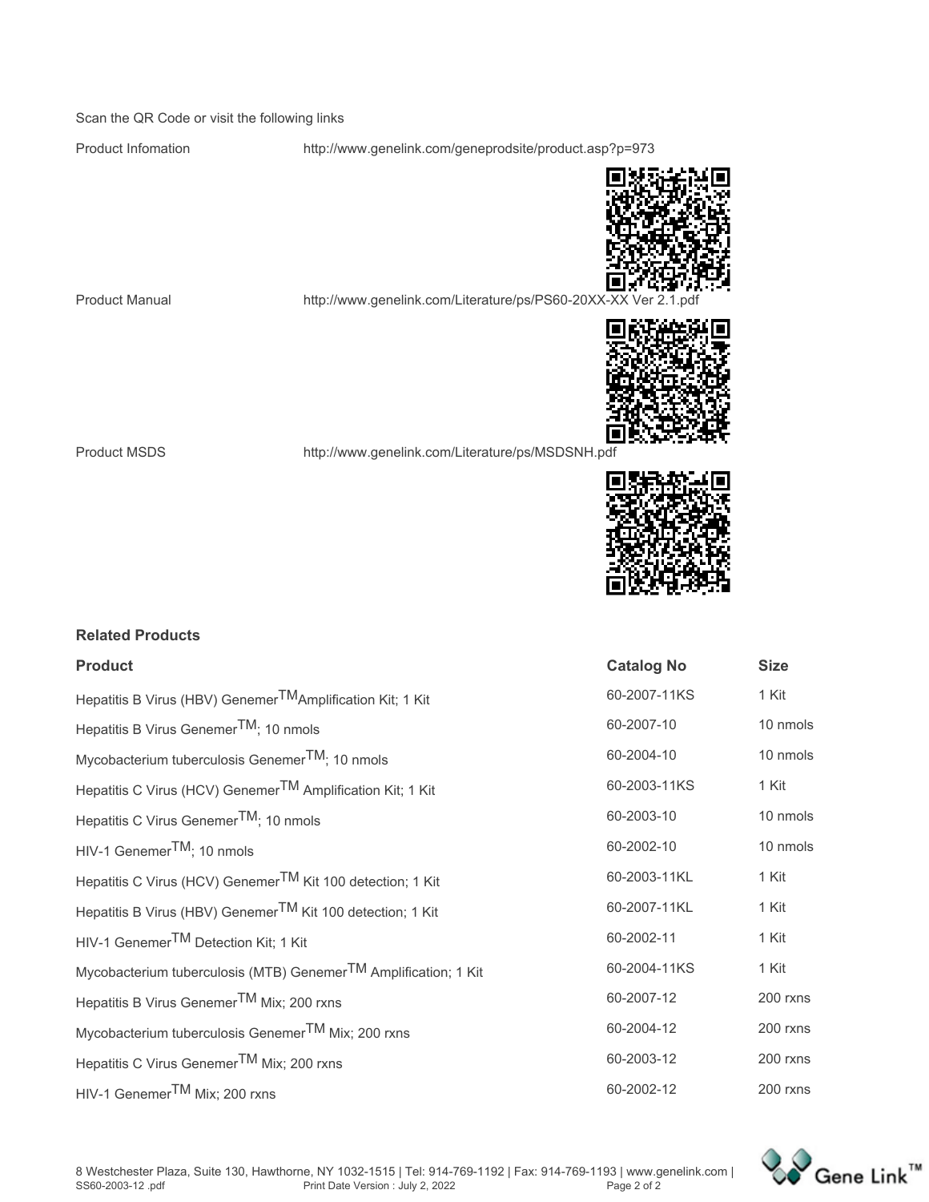Scan the QR Code or visit the following links

| | |
|---|---|
| Product Infomation | http://www.genelink.com/geneprodsite/product.asp?p=973 |
| Product Manual | http://www.genelink.com/Literature/ps/PS60-20XX-XX Ver 2.1.pdf |
| Product MSDS | http://www.genelink.com/Literature/ps/MSDSNH.pdf |

## Related Products

| Product | Catalog No | Size |
|---|---|---|
| Hepatitis B Virus (HBV) Genemer$^{TM}$Amplification Kit; 1 Kit | 60-2007-11KS | 1 Kit |
| Hepatitis B Virus Genemer$^{TM}$; 10 nmols | 60-2007-10 | 10 nmols |
| Mycobacterium tuberculosis Genemer$^{TM}$; 10 nmols | 60-2004-10 | 10 nmols |
| Hepatitis C Virus (HCV) Genemer$^{TM}$ Amplification Kit; 1 Kit | 60-2003-11KS | 1 Kit |
| Hepatitis C Virus Genemer$^{TM}$; 10 nmols | 60-2003-10 | 10 nmols |
| HIV-1 Genemer$^{TM}$; 10 nmols | 60-2002-10 | 10 nmols |
| Hepatitis C Virus (HCV) Genemer$^{TM}$ Kit 100 detection; 1 Kit | 60-2003-11KL | 1 Kit |
| Hepatitis B Virus (HBV) Genemer$^{TM}$ Kit 100 detection; 1 Kit | 60-2007-11KL | 1 Kit |
| HIV-1 Genemer$^{TM}$ Detection Kit; 1 Kit | 60-2002-11 | 1 Kit |
| Mycobacterium tuberculosis (MTB) Genemer$^{TM}$ Amplification; 1 Kit | 60-2004-11KS | 1 Kit |
| Hepatitis B Virus Genemer$^{TM}$ Mix; 200 rxns | 60-2007-12 | 200 rxns |
| Mycobacterium tuberculosis Genemer$^{TM}$ Mix; 200 rxns | 60-2004-12 | 200 rxns |
| Hepatitis C Virus Genemer$^{TM}$ Mix; 200 rxns | 60-2003-12 | 200 rxns |
| HIV-1 Genemer$^{TM}$ Mix; 200 rxns | 60-2002-12 | 200 rxns |